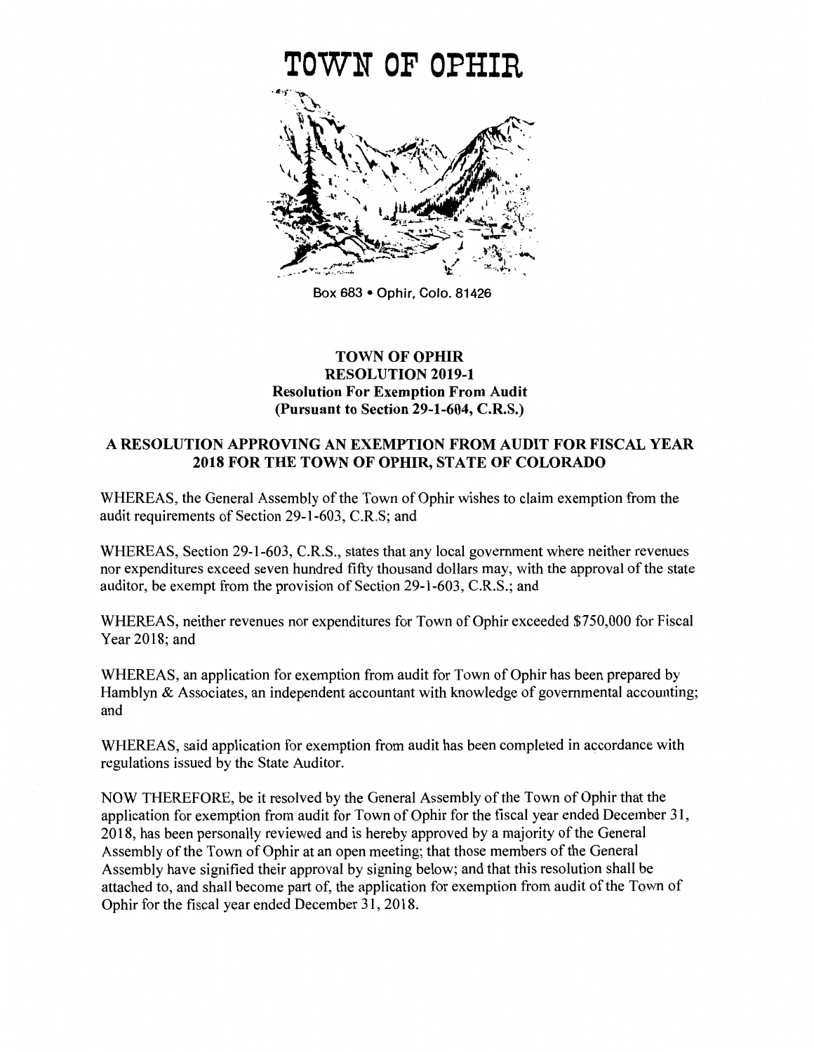# TOWN OF OPHIR

Box 683 • Ophir, Colo. 81426

**TOWN OF OPHIR**
**RESOLUTION 2019-1**
**Resolution For Exemption From Audit**
**(Pursuant to Section 29-1-604, C.R.S.)**

**A RESOLUTION APPROVING AN EXEMPTION FROM AUDIT FOR FISCAL YEAR 2018 FOR THE TOWN OF OPHIR, STATE OF COLORADO**

WHEREAS, the General Assembly of the Town of Ophir wishes to claim exemption from the audit requirements of Section 29-1-603, C.R.S; and

WHEREAS, Section 29-1-603, C.R.S., states that any local government where neither revenues nor expenditures exceed seven hundred fifty thousand dollars may, with the approval of the state auditor, be exempt from the provision of Section 29-1-603, C.R.S.; and

WHEREAS, neither revenues nor expenditures for Town of Ophir exceeded $750,000 for Fiscal Year 2018; and

WHEREAS, an application for exemption from audit for Town of Ophir has been prepared by Hamblyn & Associates, an independent accountant with knowledge of governmental accounting; and

WHEREAS, said application for exemption from audit has been completed in accordance with regulations issued by the State Auditor.

NOW THEREFORE, be it resolved by the General Assembly of the Town of Ophir that the application for exemption from audit for Town of Ophir for the fiscal year ended December 31, 2018, has been personally reviewed and is hereby approved by a majority of the General Assembly of the Town of Ophir at an open meeting; that those members of the General Assembly have signified their approval by signing below; and that this resolution shall be attached to, and shall become part of, the application for exemption from audit of the Town of Ophir for the fiscal year ended December 31, 2018.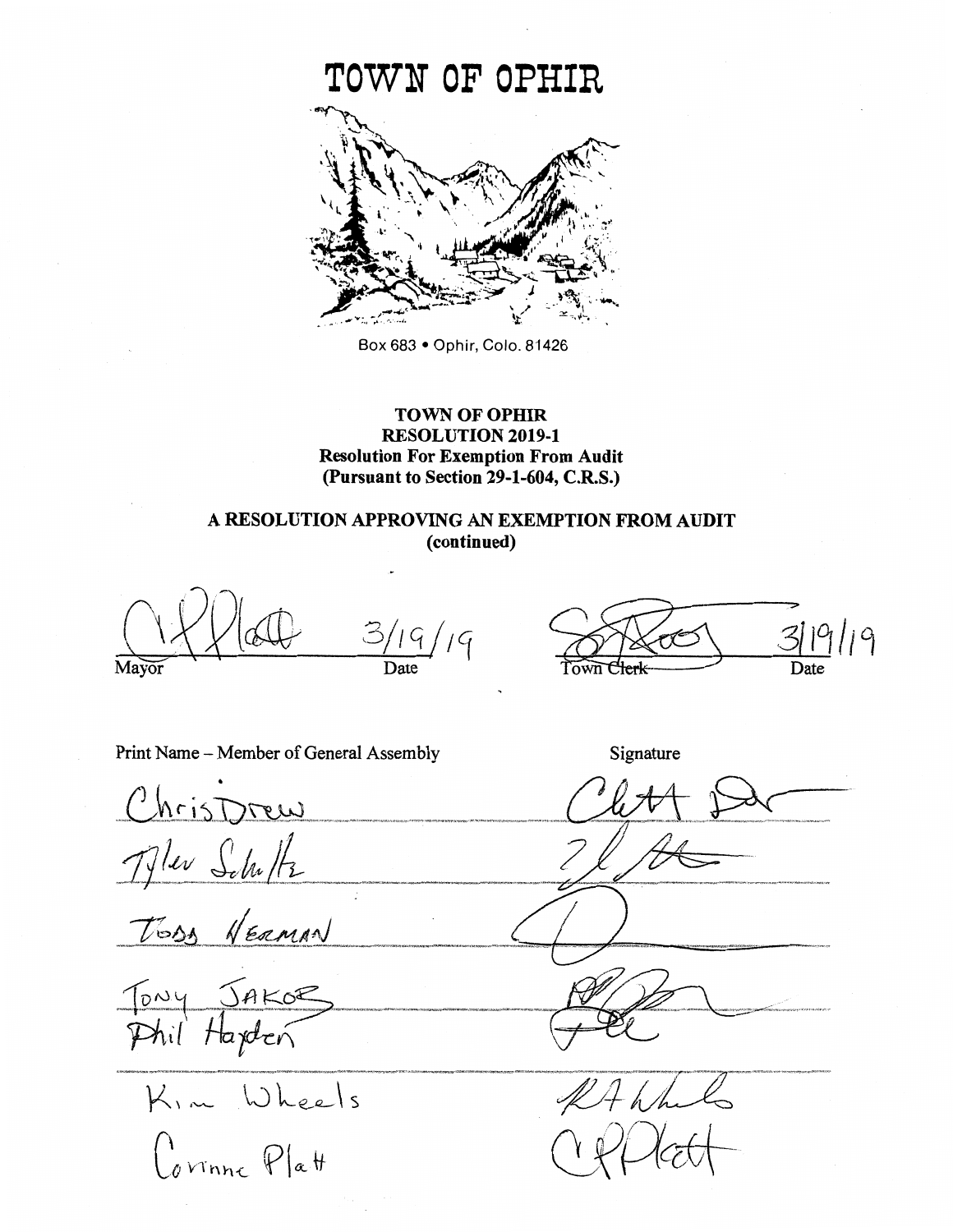# TOWN OF OPHIR

Box 683 • Ophir, Colo. 81426

**TOWN OF OPHIR**
**RESOLUTION 2019-1**
**Resolution For Exemption From Audit**
**(Pursuant to Section 29-1-604, C.R.S.)**

**A RESOLUTION APPROVING AN EXEMPTION FROM AUDIT**
**(continued)**

| | | | |
|---|---|---|---|
| [signature] | 3/19/19 | [signature] | 3/19/19 |
| Mayor | Date | Town Clerk | Date |

| Print Name – Member of General Assembly | Signature |
|---|---|
| Chris Drew | [signature] |
| Tyler Schultz | [signature] |
| Todd Herman | [signature] |
| Tony Jakob | [signature] |
| Phil Hayden | [signature] |
| Kim Wheels | [signature] |
| Corinne Platt | [signature] |